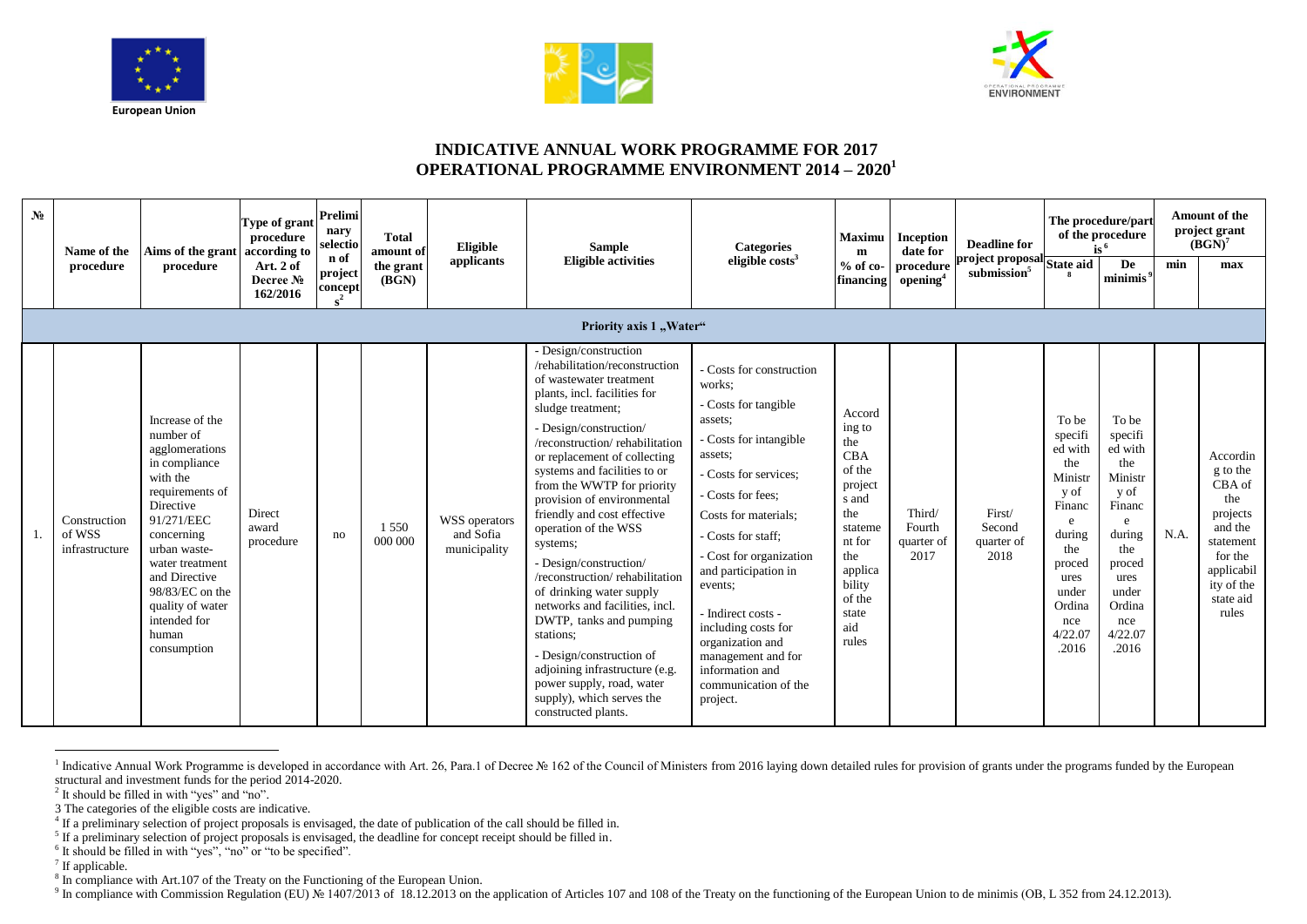European Union

# INDICATIVE ANNUAL WORK PROGRAMME FOR 2017
# OPERATIONAL PROGRAMME ENVIRONMENT 2014 – 2020[1]

| № | Name of the procedure | Aims of the grant procedure | Type of grant procedure according to Art. 2 of Decree № 162/2016 | Preliminary selection of project concepts[2] | Total amount of the grant (BGN) | Eligible applicants | Sample Eligible activities | Categories eligible costs[3] | Maximum % of co-financing | Inception date for procedure opening[4] | Deadline for project proposal submission[5] | The procedure/part of the procedure is[6] | | Amount of the project grant (BGN)[7] | |
|---|---|---|---|---|---|---|---|---|---|---|---|---|---|---|---|
| | | | | | | | | | | | | State aid[8] | De minimis[9] | min | max |
| | | | | | | | Priority axis 1 „Water" | | | | | | | | |
| 1. | Construction of WSS infrastructure | Increase of the number of agglomerations in compliance with the requirements of Directive 91/271/EEC concerning urban waste-water treatment and Directive 98/83/EC on the quality of water intended for human consumption | Direct award procedure | no | 1 550 000 000 | WSS operators and Sofia municipality | - Design/construction /rehabilitation/reconstruction of wastewater treatment plants, incl. facilities for sludge treatment;<br>- Design/construction/ /reconstruction/ rehabilitation or replacement of collecting systems and facilities to or from the WWTP for priority provision of environmental friendly and cost effective operation of the WSS systems;<br>- Design/construction/ /reconstruction/ rehabilitation of drinking water supply networks and facilities, incl. DWTP, tanks and pumping stations;<br>- Design/construction of adjoining infrastructure (e.g. power supply, road, water supply), which serves the constructed plants. | - Costs for construction works;<br>- Costs for tangible assets;<br>- Costs for intangible assets;<br>- Costs for services;<br>- Costs for fees;<br>Costs for materials;<br>- Costs for staff;<br>- Cost for organization and participation in events;<br>- Indirect costs - including costs for organization and management and for information and communication of the project. | According to the CBA of the projects and the statement for the applicability of the state aid rules | Third/ Fourth quarter of 2017 | First/ Second quarter of 2018 | To be specified with the Ministry of Finance during the procedures under Ordinance 4/22.07.2016 | To be specified with the Ministry of Finance during the procedures under Ordinance 4/22.07.2016 | N.A. | According to the CBA of the projects and the statement for the applicability of the state aid rules |

[1] Indicative Annual Work Programme is developed in accordance with Art. 26, Para.1 of Decree № 162 of the Council of Ministers from 2016 laying down detailed rules for provision of grants under the programs funded by the European structural and investment funds for the period 2014-2020.

[2] It should be filled in with "yes" and "no".

3 The categories of the eligible costs are indicative.

[4] If a preliminary selection of project proposals is envisaged, the date of publication of the call should be filled in.

[5] If a preliminary selection of project proposals is envisaged, the deadline for concept receipt should be filled in.

[6] It should be filled in with "yes", "no" or "to be specified".

[7] If applicable.

[8] In compliance with Art.107 of the Treaty on the Functioning of the European Union.

[9] In compliance with Commission Regulation (EU) № 1407/2013 of 18.12.2013 on the application of Articles 107 and 108 of the Treaty on the functioning of the European Union to de minimis (OB, L 352 from 24.12.2013).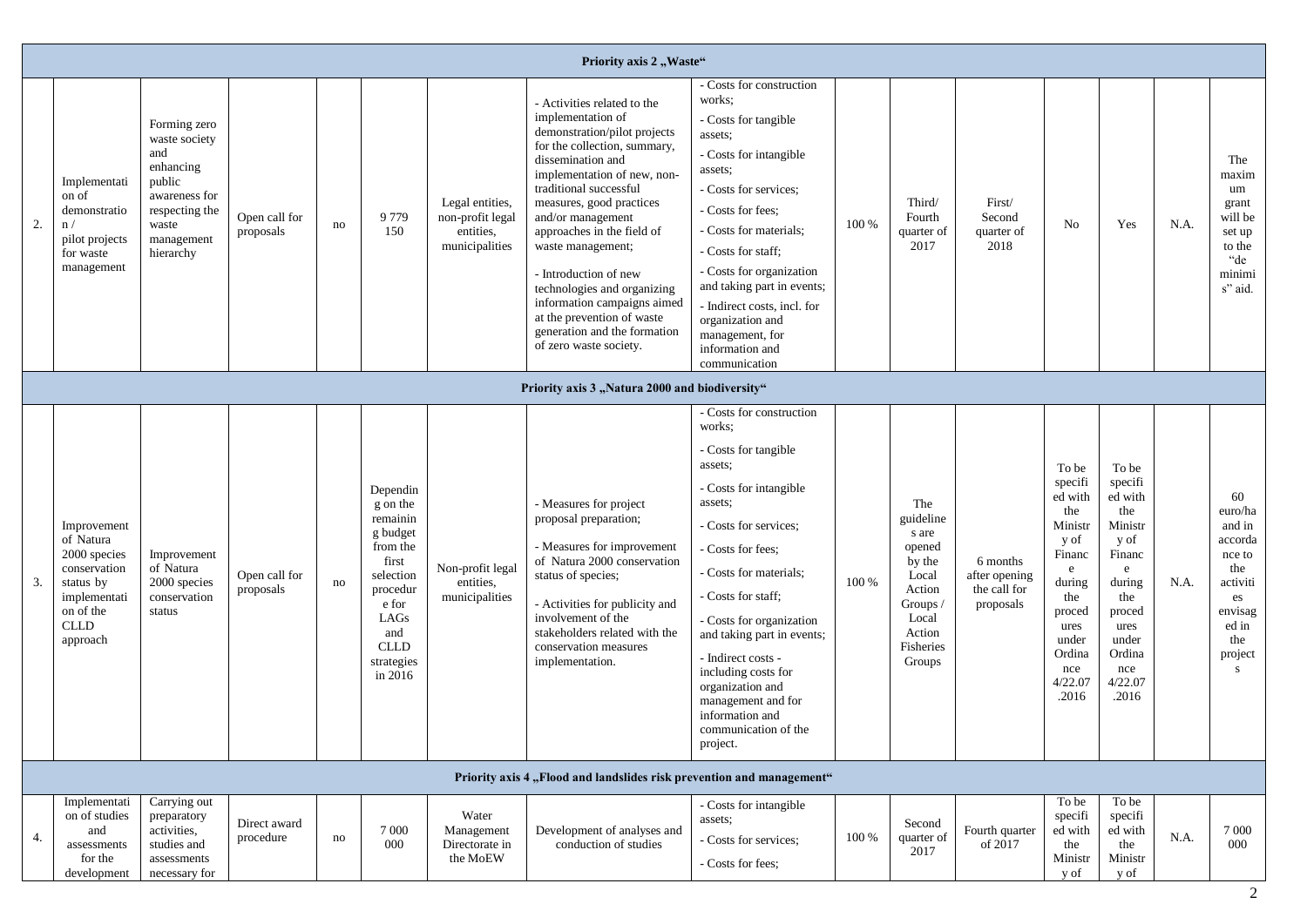| | | | | | | | | | | | | | | | |
|---|---|---|---|---|---|---|---|---|---|---|---|---|---|---|---|
| **Priority axis 2 „Waste"** | | | | | | | | | | | | | | | |
| 2. | Implementation of demonstration / pilot projects for waste management | Forming zero waste society and enhancing public awareness for respecting the waste management hierarchy | Open call for proposals | no | 9 779 150 | Legal entities, non-profit legal entities, municipalities | - Activities related to the implementation of demonstration/pilot projects for the collection, summary, dissemination and implementation of new, non-traditional successful measures, good practices and/or management approaches in the field of waste management; - Introduction of new technologies and organizing information campaigns aimed at the prevention of waste generation and the formation of zero waste society. | - Costs for construction works; - Costs for tangible assets; - Costs for intangible assets; - Costs for services; - Costs for fees; - Costs for materials; - Costs for staff; - Costs for organization and taking part in events; - Indirect costs, incl. for organization and management, for information and communication | 100 % | Third/ Fourth quarter of 2017 | First/ Second quarter of 2018 | No | Yes | N.A. | The maximum grant will be set up to the "de minimis" aid. |
| **Priority axis 3 „Natura 2000 and biodiversity"** | | | | | | | | | | | | | | | |
| 3. | Improvement of Natura 2000 species conservation status by implementation of the CLLD approach | Improvement of Natura 2000 species conservation status | Open call for proposals | no | Depending on the remaining budget from the first selection procedure for LAGs and CLLD strategies in 2016 | Non-profit legal entities, municipalities | - Measures for project proposal preparation; - Measures for improvement of Natura 2000 conservation status of species; - Activities for publicity and involvement of the stakeholders related with the conservation measures implementation. | - Costs for construction works; - Costs for tangible assets; - Costs for intangible assets; - Costs for services; - Costs for fees; - Costs for materials; - Costs for staff; - Costs for organization and taking part in events; - Indirect costs - including costs for organization and management and for information and communication of the project. | 100 % | The guidelines are opened by the Local Action Groups / Local Action Fisheries Groups | 6 months after opening the call for proposals | To be specified with the Ministry of Finance during the procedures under Ordinance 4/22.07.2016 | To be specified with the Ministry of Finance during the procedures under Ordinance 4/22.07.2016 | N.A. | 60 euro/ha and in accordance to the activities envisaged in the projects |
| **Priority axis 4 „Flood and landslides risk prevention and management"** | | | | | | | | | | | | | | | |
| 4. | Implementation of studies and assessments for the development | Carrying out preparatory activities, studies and assessments necessary for | Direct award procedure | no | 7 000 000 | Water Management Directorate in the MoEW | Development of analyses and conduction of studies | - Costs for intangible assets; - Costs for services; - Costs for fees; | 100 % | Second quarter of 2017 | Fourth quarter of 2017 | To be specified with the Ministry of | To be specified with the Ministry of | N.A. | 7 000 000 |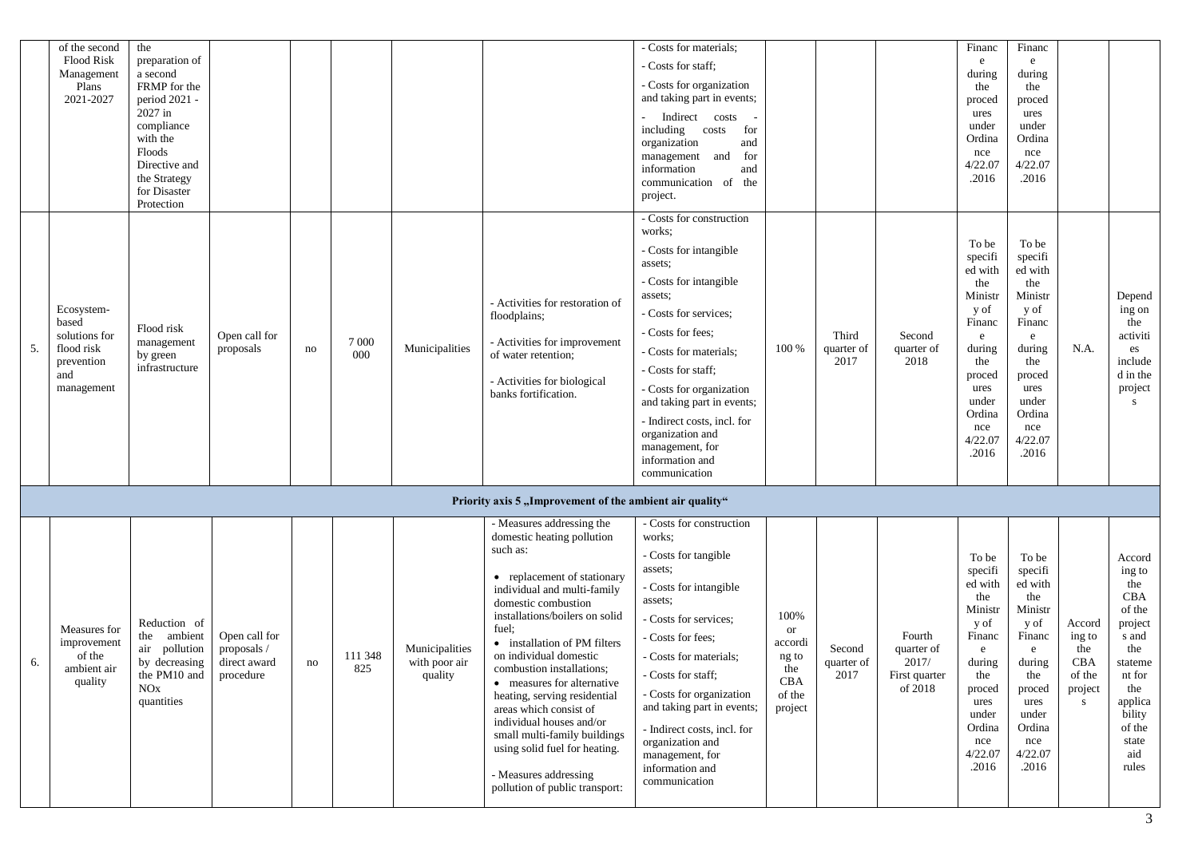| | | | | | | | | | | | | | | | | |
|---|---|---|---|---|---|---|---|---|---|---|---|---|---|---|---|---|
| | of the second Flood Risk Management Plans 2021-2027 | the preparation of a second FRMP for the period 2021 - 2027 in compliance with the Floods Directive and the Strategy for Disaster Protection | | | | | | - Costs for materials;<br>- Costs for staff;<br>- Costs for organization and taking part in events;<br>- Indirect costs - including costs for organization and management and for information and communication of the project. | | | | Finance during the procedures under Ordinance 4/22.07.2016 | Finance during the procedures under Ordinance 4/22.07.2016 | | |
| 5. | Ecosystem-based solutions for flood risk prevention and management | Flood risk management by green infrastructure | Open call for proposals | no | 7 000 000 | Municipalities | - Activities for restoration of floodplains;<br>- Activities for improvement of water retention;<br>- Activities for biological banks fortification. | - Costs for construction works;<br>- Costs for intangible assets;<br>- Costs for intangible assets;<br>- Costs for services;<br>- Costs for fees;<br>- Costs for materials;<br>- Costs for staff;<br>- Costs for organization and taking part in events;<br>- Indirect costs, incl. for organization and management, for information and communication | 100 % | Third quarter of 2017 | Second quarter of 2018 | To be specified with the Ministry of Finance during the procedures under Ordinance 4/22.07.2016 | To be specified with the Ministry of Finance during the procedures under Ordinance 4/22.07.2016 | N.A. | Depending on the activities included in the projects |
| **Priority axis 5 „Improvement of the ambient air quality“** | | | | | | | | | | | | | | | | |
| 6. | Measures for improvement of the ambient air quality | Reduction of the ambient air pollution by decreasing the PM10 and $NO_x$ quantities | Open call for proposals / direct award procedure | no | 111 348 825 | Municipalities with poor air quality | - Measures addressing the domestic heating pollution such as:<br>• replacement of stationary individual and multi-family domestic combustion installations/boilers on solid fuel;<br>• installation of PM filters on individual domestic combustion installations;<br>• measures for alternative heating, serving residential areas which consist of individual houses and/or small multi-family buildings using solid fuel for heating.<br>- Measures addressing pollution of public transport: | - Costs for construction works;<br>- Costs for tangible assets;<br>- Costs for intangible assets;<br>- Costs for services;<br>- Costs for fees;<br>- Costs for materials;<br>- Costs for staff;<br>- Costs for organization and taking part in events;<br>- Indirect costs, incl. for organization and management, for information and communication | 100% or according to the CBA of the project | Second quarter of 2017 | Fourth quarter of 2017/ First quarter of 2018 | To be specified with the Ministry of Finance during the procedures under Ordinance 4/22.07.2016 | To be specified with the Ministry of Finance during the procedures under Ordinance 4/22.07.2016 | According to the CBA of the projects | According to the CBA of the projects and the statement for the applicability of the state aid rules |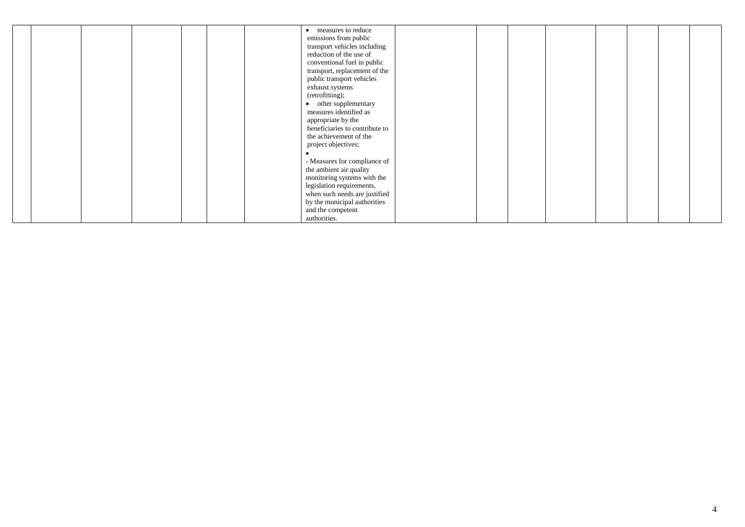| | | | | | | | | | | | | | | | |
|---|---|---|---|---|---|---|---|---|---|---|---|---|---|---|---|
| | | | | | | | • measures to reduce emissions from public transport vehicles including reduction of the use of conventional fuel in public transport, replacement of the public transport vehicles exhaust systems (retrofitting);<br>• other supplementary measures identified as appropriate by the beneficiaries to contribute to the achievement of the project objectives;<br>•<br>- Measures for compliance of the ambient air quality monitoring systems with the legislation requirements, when such needs are justified by the municipal authorities and the competent authorities. | | | | | | | | |